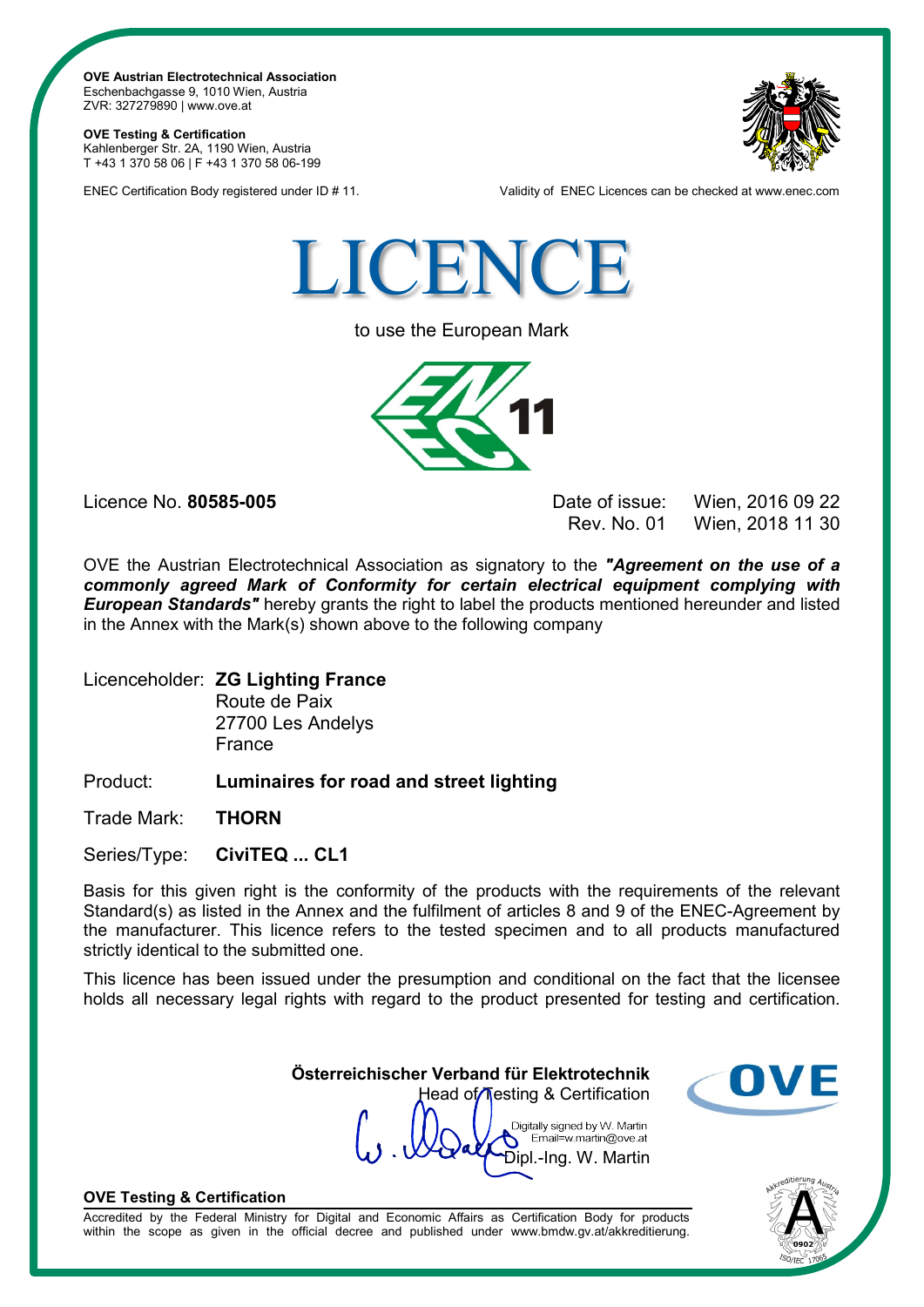**OVE Austrian Electrotechnical Association**
Eschenbachgasse 9, 1010 Wien, Austria
ZVR: 327279890 | www.ove.at

**OVE Testing & Certification**
Kahlenberger Str. 2A, 1190 Wien, Austria
T +43 1 370 58 06 | F +43 1 370 58 06-199

ENEC Certification Body registered under ID # 11.

Validity of ENEC Licences can be checked at www.enec.com

# LICENCE

to use the European Mark

11

Licence No. **80585-005**

Date of issue: Wien, 2016 09 22
Rev. No. 01 Wien, 2018 11 30

OVE the Austrian Electrotechnical Association as signatory to the ***"Agreement on the use of a commonly agreed Mark of Conformity for certain electrical equipment complying with European Standards"*** hereby grants the right to label the products mentioned hereunder and listed in the Annex with the Mark(s) shown above to the following company

Licenceholder: **ZG Lighting France**
Route de Paix
27700 Les Andelys
France

Product: **Luminaires for road and street lighting**

Trade Mark: **THORN**

Series/Type: **CiviTEQ ... CL1**

Basis for this given right is the conformity of the products with the requirements of the relevant Standard(s) as listed in the Annex and the fulfilment of articles 8 and 9 of the ENEC-Agreement by the manufacturer. This licence refers to the tested specimen and to all products manufactured strictly identical to the submitted one.

This licence has been issued under the presumption and conditional on the fact that the licensee holds all necessary legal rights with regard to the product presented for testing and certification.

**Österreichischer Verband für Elektrotechnik**
Head of Testing & Certification

Digitally signed by W. Martin
Email=w.martin@ove.at
Dipl.-Ing. W. Martin

**OVE Testing & Certification**

Accredited by the Federal Ministry for Digital and Economic Affairs as Certification Body for products within the scope as given in the official decree and published under www.bmdw.gv.at/akkreditierung.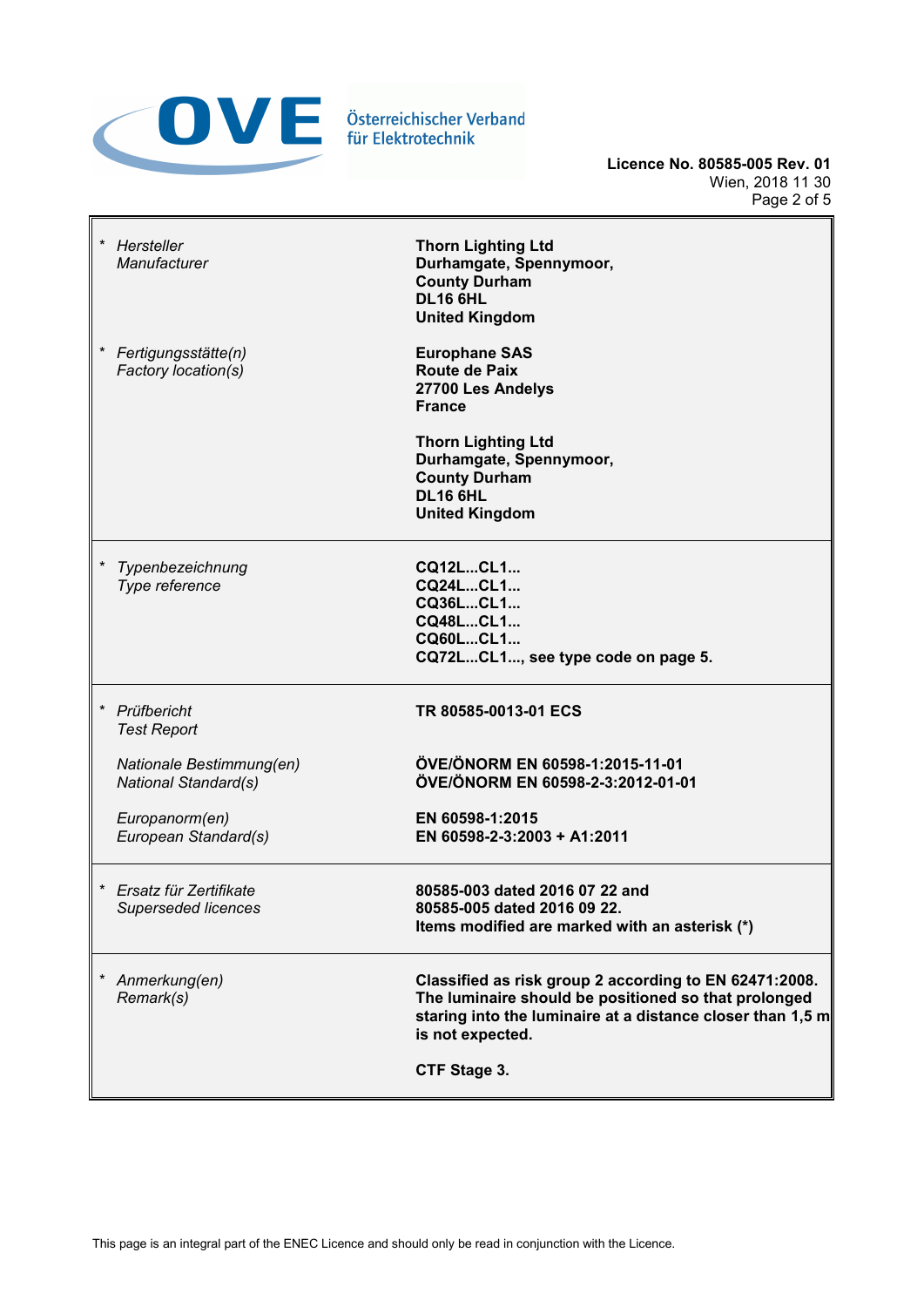Österreichischer Verband für Elektrotechnik

**Licence No. 80585-005 Rev. 01**
Wien, 2018 11 30

| | |
|---|---|
| * *Hersteller* *Manufacturer* | **Thorn Lighting Ltd** **Durhamgate, Spennymoor,** **County Durham** **DL16 6HL** **United Kingdom** |
| * *Fertigungsstätte(n)* *Factory location(s)* | **Europhane SAS** **Route de Paix** **27700 Les Andelys** **France** <br><br> **Thorn Lighting Ltd** **Durhamgate, Spennymoor,** **County Durham** **DL16 6HL** **United Kingdom** |
| * *Typenbezeichnung* *Type reference* | **CQ12L...CL1...** **CQ24L...CL1...** **CQ36L...CL1...** **CQ48L...CL1...** **CQ60L...CL1...** **CQ72L...CL1..., see type code on page 5.** |
| * *Prüfbericht* *Test Report* | **TR 80585-0013-01 ECS** |
| *Nationale Bestimmung(en)* *National Standard(s)* | **ÖVE/ÖNORM EN 60598-1:2015-11-01** **ÖVE/ÖNORM EN 60598-2-3:2012-01-01** |
| *Europanorm(en)* *European Standard(s)* | **EN 60598-1:2015** **EN 60598-2-3:2003 + A1:2011** |
| * *Ersatz für Zertifikate* *Superseded licences* | **80585-003 dated 2016 07 22 and** **80585-005 dated 2016 09 22.** **Items modified are marked with an asterisk (*)** |
| * *Anmerkung(en)* *Remark(s)* | **Classified as risk group 2 according to EN 62471:2008. The luminaire should be positioned so that prolonged staring into the luminaire at a distance closer than 1,5 m is not expected.** <br><br> **CTF Stage 3.** |

This page is an integral part of the ENEC Licence and should only be read in conjunction with the Licence.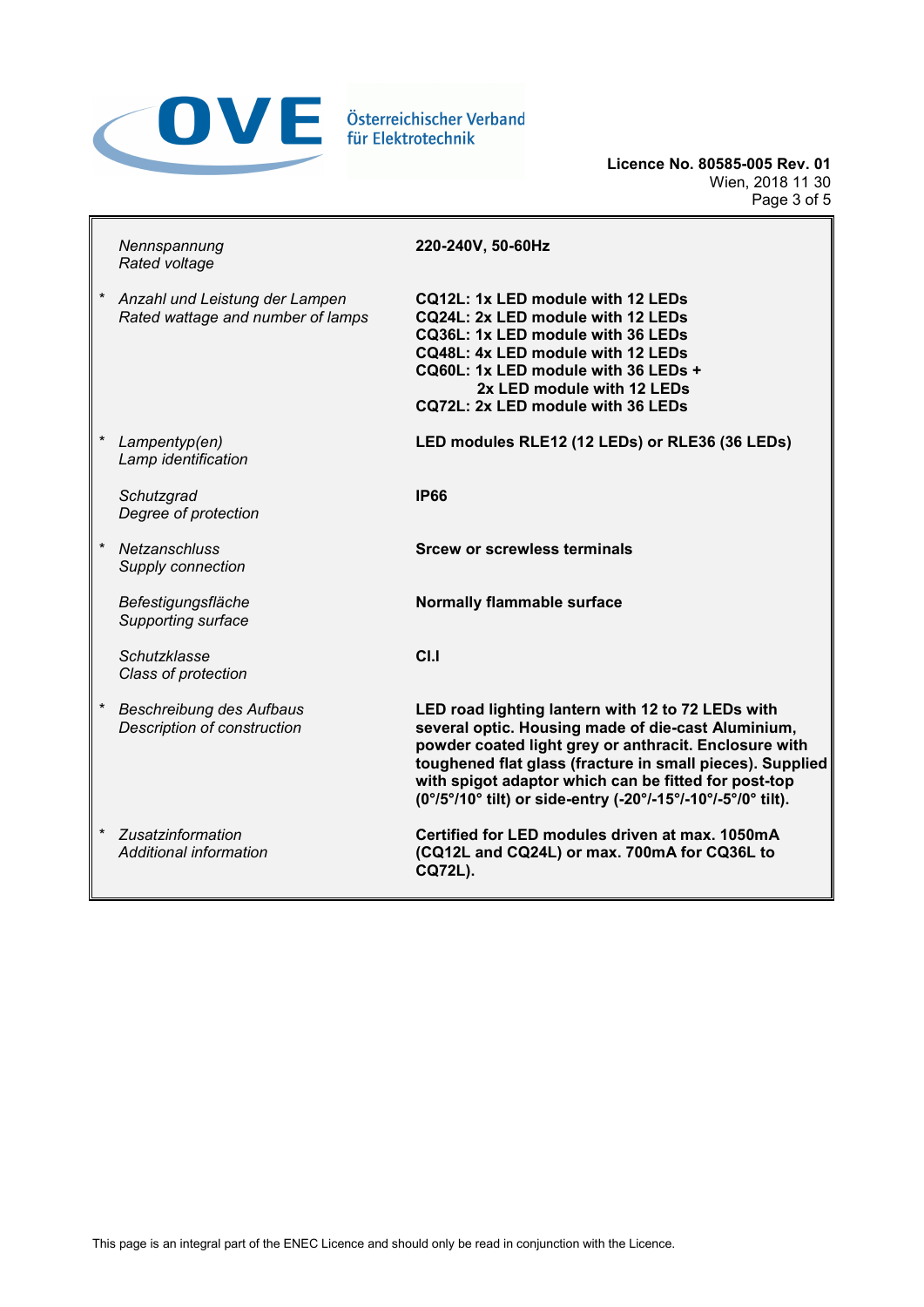**Licence No. 80585-005 Rev. 01**
Wien, 2018 11 30

| | | |
|---|---|---|
| | *Nennspannung*<br>*Rated voltage* | **220-240V, 50-60Hz** |
| * | *Anzahl und Leistung der Lampen*<br>*Rated wattage and number of lamps* | **CQ12L: 1x LED module with 12 LEDs**<br>**CQ24L: 2x LED module with 12 LEDs**<br>**CQ36L: 1x LED module with 36 LEDs**<br>**CQ48L: 4x LED module with 12 LEDs**<br>**CQ60L: 1x LED module with 36 LEDs +**<br>**2x LED module with 12 LEDs**<br>**CQ72L: 2x LED module with 36 LEDs** |
| * | *Lampentyp(en)*<br>*Lamp identification* | **LED modules RLE12 (12 LEDs) or RLE36 (36 LEDs)** |
| | *Schutzgrad*<br>*Degree of protection* | **IP66** |
| * | *Netzanschluss*<br>*Supply connection* | **Srcew or screwless terminals** |
| | *Befestigungsfläche*<br>*Supporting surface* | **Normally flammable surface** |
| | *Schutzklasse*<br>*Class of protection* | **Cl.I** |
| * | *Beschreibung des Aufbaus*<br>*Description of construction* | **LED road lighting lantern with 12 to 72 LEDs with several optic. Housing made of die-cast Aluminium, powder coated light grey or anthracit. Enclosure with toughened flat glass (fracture in small pieces). Supplied with spigot adaptor which can be fitted for post-top (0°/5°/10° tilt) or side-entry (-20°/-15°/-10°/-5°/0° tilt).** |
| * | *Zusatzinformation*<br>*Additional information* | **Certified for LED modules driven at max. 1050mA (CQ12L and CQ24L) or max. 700mA for CQ36L to CQ72L).** |

This page is an integral part of the ENEC Licence and should only be read in conjunction with the Licence.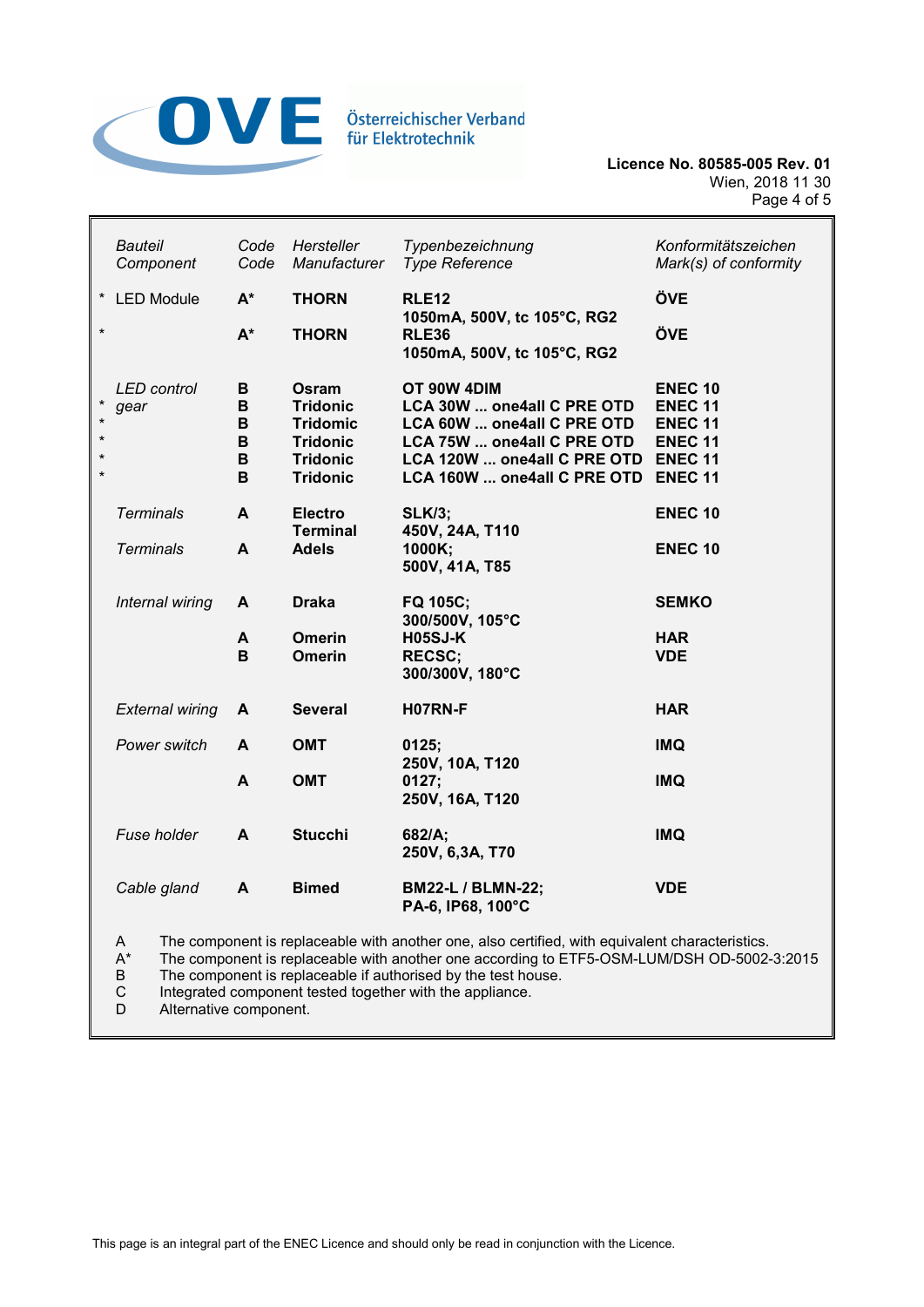**Licence No. 80585-005 Rev. 01**
Wien, 2018 11 30

| | *Bauteil* *Component* | *Code* *Code* | *Hersteller* *Manufacturer* | *Typenbezeichnung* *Type Reference* | *Konformitätszeichen* *Mark(s) of conformity* |
|---|---|---|---|---|---|
| * | LED Module | **A*** | **THORN** | **RLE12** **1050mA, 500V, tc 105°C, RG2** | **ÖVE** |
| * | | **A*** | **THORN** | **RLE36** **1050mA, 500V, tc 105°C, RG2** | **ÖVE** |
| | *LED control gear* | **B** | **Osram** | **OT 90W 4DIM** | **ENEC 10** |
| * | | **B** | **Tridonic** | **LCA 30W ... one4all C PRE OTD** | **ENEC 11** |
| * | | **B** | **Tridonic** | **LCA 60W ... one4all C PRE OTD** | **ENEC 11** |
| * | | **B** | **Tridonic** | **LCA 75W ... one4all C PRE OTD** | **ENEC 11** |
| * | | **B** | **Tridonic** | **LCA 120W ... one4all C PRE OTD** | **ENEC 11** |
| * | | **B** | **Tridonic** | **LCA 160W ... one4all C PRE OTD** | **ENEC 11** |
| | *Terminals* | **A** | **Electro Terminal** | **SLK/3;** **450V, 24A, T110** | **ENEC 10** |
| | *Terminals* | **A** | **Adels** | **1000K;** **500V, 41A, T85** | **ENEC 10** |
| | *Internal wiring* | **A** | **Draka** | **FQ 105C;** **300/500V, 105°C** | **SEMKO** |
| | | **A** | **Omerin** | **H05SJ-K** | **HAR** |
| | | **B** | **Omerin** | **RECSC;** **300/300V, 180°C** | **VDE** |
| | *External wiring* | **A** | **Several** | **H07RN-F** | **HAR** |
| | *Power switch* | **A** | **OMT** | **0125;** **250V, 10A, T120** | **IMQ** |
| | | **A** | **OMT** | **0127;** **250V, 16A, T120** | **IMQ** |
| | *Fuse holder* | **A** | **Stucchi** | **682/A;** **250V, 6,3A, T70** | **IMQ** |
| | *Cable gland* | **A** | **Bimed** | **BM22-L / BLMN-22;** **PA-6, IP68, 100°C** | **VDE** |

A The component is replaceable with another one, also certified, with equivalent characteristics.
A* The component is replaceable with another one according to ETF5-OSM-LUM/DSH OD-5002-3:2015
B The component is replaceable if authorised by the test house.
C Integrated component tested together with the appliance.
D Alternative component.

This page is an integral part of the ENEC Licence and should only be read in conjunction with the Licence.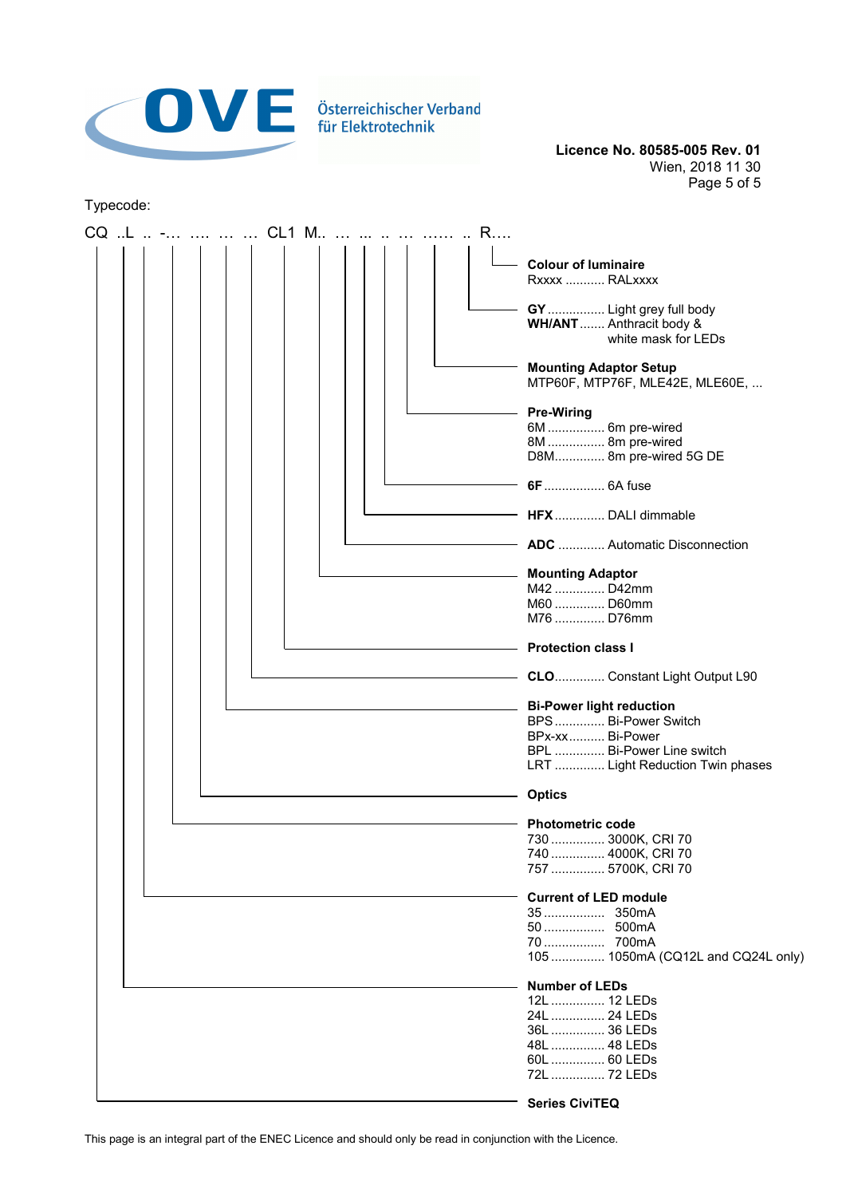**Licence No. 80585-005 Rev. 01**
Wien, 2018 11 30

Typecode:

CQ ..L .. -… …. … … CL1 M.. … ... .. … …... .. R….

**Colour of luminaire**
Rxxxx ........... RALxxxx

**GY** ................ Light grey full body
**WH/ANT** ....... Anthracit body & white mask for LEDs

**Mounting Adaptor Setup**
MTP60F, MTP76F, MLE42E, MLE60E, ...

**Pre-Wiring**
6M ................ 6m pre-wired
8M ................ 8m pre-wired
D8M.............. 8m pre-wired 5G DE

**6F** ................. 6A fuse

**HFX** ............. DALI dimmable

**ADC** ............. Automatic Disconnection

**Mounting Adaptor**
M42 .............. D42mm
M60 .............. D60mm
M76 .............. D76mm

**Protection class I**

**CLO**.............. Constant Light Output L90

**Bi-Power light reduction**
BPS .............. Bi-Power Switch
BPx-xx.......... Bi-Power
BPL .............. Bi-Power Line switch
LRT .............. Light Reduction Twin phases

**Optics**

**Photometric code**
730 ............... 3000K, CRI 70
740 ............... 4000K, CRI 70
757 ............... 5700K, CRI 70

**Current of LED module**
35 ................. 350mA
50 ................. 500mA
70 ................. 700mA
105 ............... 1050mA (CQ12L and CQ24L only)

**Number of LEDs**
12L ............... 12 LEDs
24L ............... 24 LEDs
36L ............... 36 LEDs
48L ............... 48 LEDs
60L ............... 60 LEDs
72L ............... 72 LEDs

**Series CiviTEQ**

This page is an integral part of the ENEC Licence and should only be read in conjunction with the Licence.